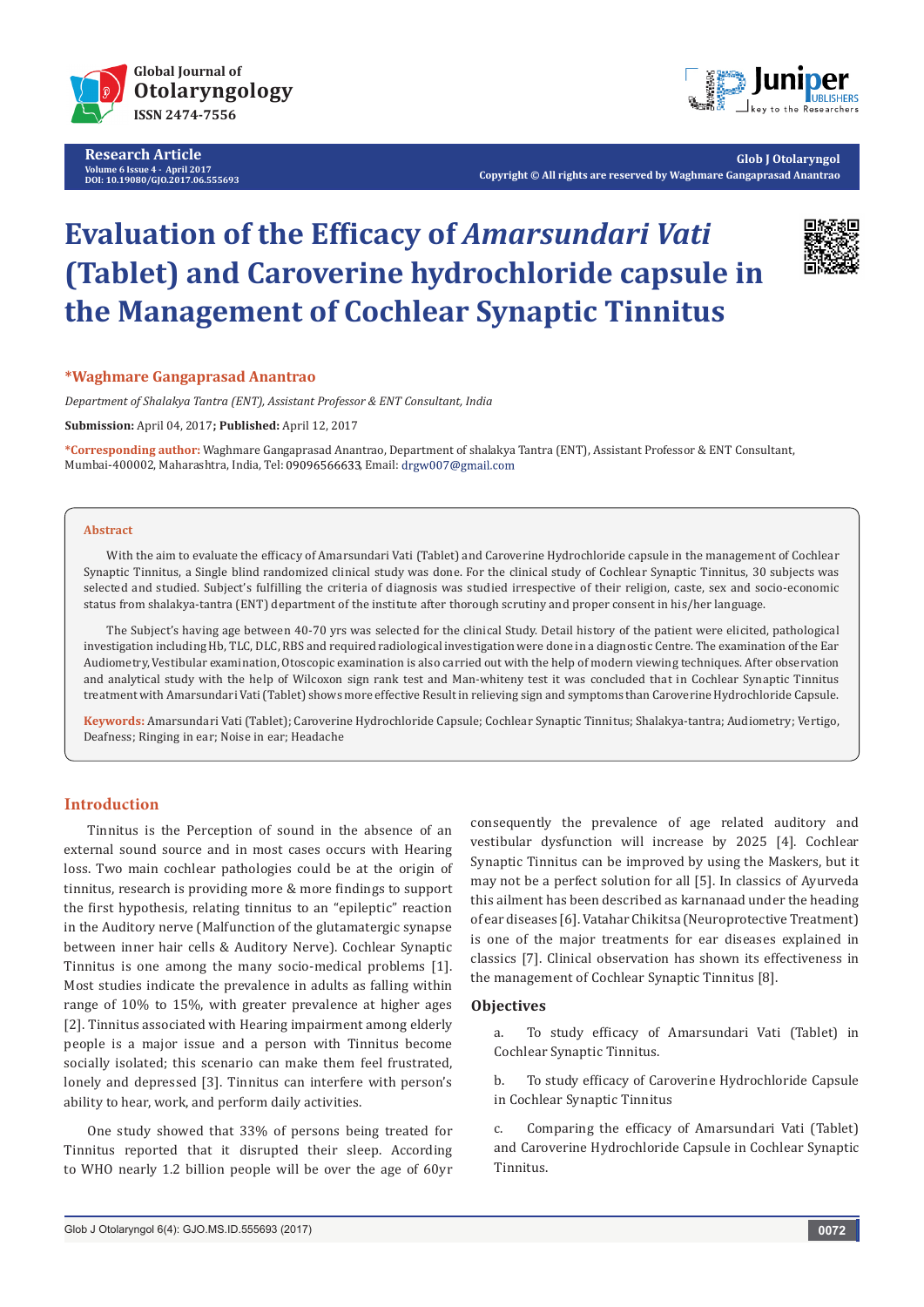Research Article

# Evaluation of the Efficacy of *Amarsundari Vati* (Tablet) and Caroverine hydrochloride capsule in the Management of Cochlear Synaptic Tinnitus

**\*Waghmare Gangaprasad Anantrao**

*Department of Shalakya Tantra (ENT), Assistant Professor & ENT Consultant, India*

**Submission:** April 04, 2017; **Published:** April 12, 2017

**\*Corresponding author:** Waghmare Gangaprasad Anantrao, Department of shalakya Tantra (ENT), Assistant Professor & ENT Consultant, Mumbai-400002, Maharashtra, India, Tel: 09096566633, Email: drgw007@gmail.com

## Abstract

With the aim to evaluate the efficacy of Amarsundari Vati (Tablet) and Caroverine Hydrochloride capsule in the management of Cochlear Synaptic Tinnitus, a Single blind randomized clinical study was done. For the clinical study of Cochlear Synaptic Tinnitus, 30 subjects was selected and studied. Subject's fulfilling the criteria of diagnosis was studied irrespective of their religion, caste, sex and socio-economic status from shalakya-tantra (ENT) department of the institute after thorough scrutiny and proper consent in his/her language.

The Subject's having age between 40-70 yrs was selected for the clinical Study. Detail history of the patient were elicited, pathological investigation including Hb, TLC, DLC, RBS and required radiological investigation were done in a diagnostic Centre. The examination of the Ear Audiometry, Vestibular examination, Otoscopic examination is also carried out with the help of modern viewing techniques. After observation and analytical study with the help of Wilcoxon sign rank test and Man-whiteny test it was concluded that in Cochlear Synaptic Tinnitus treatment with Amarsundari Vati (Tablet) shows more effective Result in relieving sign and symptoms than Caroverine Hydrochloride Capsule.

**Keywords:** Amarsundari Vati (Tablet); Caroverine Hydrochloride Capsule; Cochlear Synaptic Tinnitus; Shalakya-tantra; Audiometry; Vertigo, Deafness; Ringing in ear; Noise in ear; Headache

## Introduction

Tinnitus is the Perception of sound in the absence of an external sound source and in most cases occurs with Hearing loss. Two main cochlear pathologies could be at the origin of tinnitus, research is providing more & more findings to support the first hypothesis, relating tinnitus to an "epileptic" reaction in the Auditory nerve (Malfunction of the glutamatergic synapse between inner hair cells & Auditory Nerve). Cochlear Synaptic Tinnitus is one among the many socio-medical problems [1]. Most studies indicate the prevalence in adults as falling within range of 10% to 15%, with greater prevalence at higher ages [2]. Tinnitus associated with Hearing impairment among elderly people is a major issue and a person with Tinnitus become socially isolated; this scenario can make them feel frustrated, lonely and depressed [3]. Tinnitus can interfere with person's ability to hear, work, and perform daily activities.

One study showed that 33% of persons being treated for Tinnitus reported that it disrupted their sleep. According to WHO nearly 1.2 billion people will be over the age of 60yr consequently the prevalence of age related auditory and vestibular dysfunction will increase by 2025 [4]. Cochlear Synaptic Tinnitus can be improved by using the Maskers, but it may not be a perfect solution for all [5]. In classics of Ayurveda this ailment has been described as karnanaad under the heading of ear diseases [6]. Vatahar Chikitsa (Neuroprotective Treatment) is one of the major treatments for ear diseases explained in classics [7]. Clinical observation has shown its effectiveness in the management of Cochlear Synaptic Tinnitus [8].

### Objectives

a. To study efficacy of Amarsundari Vati (Tablet) in Cochlear Synaptic Tinnitus.

b. To study efficacy of Caroverine Hydrochloride Capsule in Cochlear Synaptic Tinnitus

c. Comparing the efficacy of Amarsundari Vati (Tablet) and Caroverine Hydrochloride Capsule in Cochlear Synaptic Tinnitus.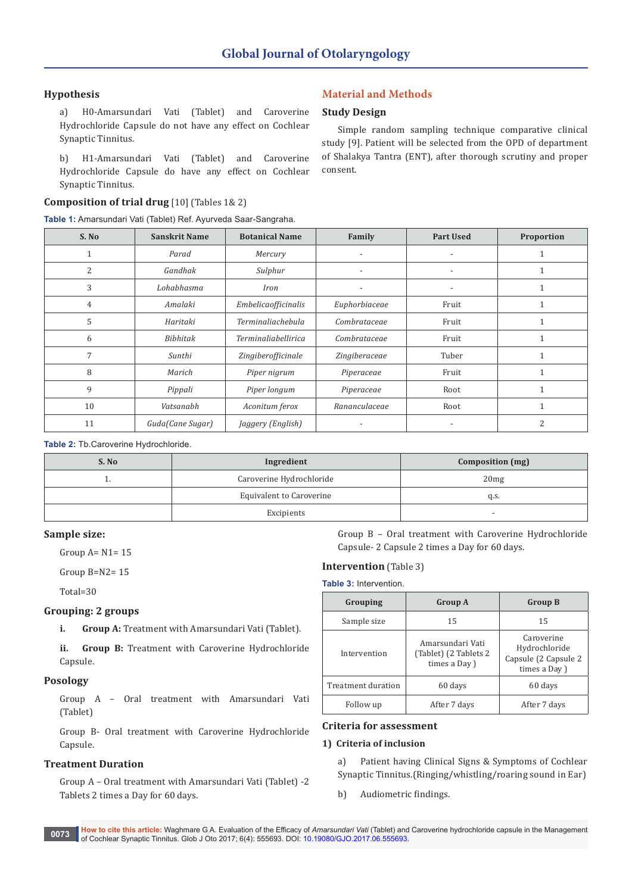## Hypothesis

a) H0-Amarsundari Vati (Tablet) and Caroverine Hydrochloride Capsule do not have any effect on Cochlear Synaptic Tinnitus.

b) H1-Amarsundari Vati (Tablet) and Caroverine Hydrochloride Capsule do have any effect on Cochlear Synaptic Tinnitus.

## Composition of trial drug [10] (Tables 1& 2)

**Table 1:** Amarsundari Vati (Tablet) Ref. Ayurveda Saar-Sangraha.

| S. No | Sanskrit Name | Botanical Name | Family | Part Used | Proportion |
|---|---|---|---|---|---|
| 1 | *Parad* | *Mercury* | - | - | 1 |
| 2 | *Gandhak* | *Sulphur* | - | - | 1 |
| 3 | *Lohabhasma* | *Iron* | - | - | 1 |
| 4 | *Amalaki* | *Embelicaofficinalis* | *Euphorbiaceae* | Fruit | 1 |
| 5 | *Haritaki* | *Terminaliachebula* | *Combrataceae* | Fruit | 1 |
| 6 | *Bibhitak* | *Terminaliabellirica* | *Combrataceae* | Fruit | 1 |
| 7 | *Sunthi* | *Zingiberofficinale* | *Zingiberaceae* | Tuber | 1 |
| 8 | *Marich* | *Piper nigrum* | *Piperaceae* | Fruit | 1 |
| 9 | *Pippali* | *Piper longum* | *Piperaceae* | Root | 1 |
| 10 | *Vatsanabh* | *Aconitum ferox* | *Rananculaceae* | Root | 1 |
| 11 | *Guda(Cane Sugar)* | *Jaggery (English)* | - | - | 2 |

**Table 2:** Tb.Caroverine Hydrochloride.

| S. No | Ingredient | Composition (mg) |
|---|---|---|
| 1. | Caroverine Hydrochloride | 20mg |
| | Equivalent to Caroverine | q.s. |
| | Excipients | - |

## Sample size:

Group A= N1= 15

Group B=N2= 15

Total=30

## Grouping: 2 groups

i. **Group A:** Treatment with Amarsundari Vati (Tablet).

ii. **Group B:** Treatment with Caroverine Hydrochloride Capsule.

## Posology

Group A – Oral treatment with Amarsundari Vati (Tablet)

Group B- Oral treatment with Caroverine Hydrochloride Capsule.

## Treatment Duration

Group A – Oral treatment with Amarsundari Vati (Tablet) -2 Tablets 2 times a Day for 60 days.

Group B – Oral treatment with Caroverine Hydrochloride Capsule- 2 Capsule 2 times a Day for 60 days.

## Intervention (Table 3)

**Table 3:** Intervention.

| Grouping | Group A | Group B |
|---|---|---|
| Sample size | 15 | 15 |
| Intervention | Amarsundari Vati (Tablet) (2 Tablets 2 times a Day ) | Caroverine Hydrochloride Capsule (2 Capsule 2 times a Day ) |
| Treatment duration | 60 days | 60 days |
| Follow up | After 7 days | After 7 days |

## Criteria for assessment

### 1) Criteria of inclusion

a) Patient having Clinical Signs & Symptoms of Cochlear Synaptic Tinnitus.(Ringing/whistling/roaring sound in Ear)

b) Audiometric findings.

## Material and Methods

### Study Design

Simple random sampling technique comparative clinical study [9]. Patient will be selected from the OPD of department of Shalakya Tantra (ENT), after thorough scrutiny and proper consent.

**How to cite this article:** Waghmare G A. Evaluation of the Efficacy of *Amarsundari Vati* (Tablet) and Caroverine hydrochloride capsule in the Management of Cochlear Synaptic Tinnitus. Glob J Oto 2017; 6(4): 555693. DOI: 10.19080/GJO.2017.06.555693.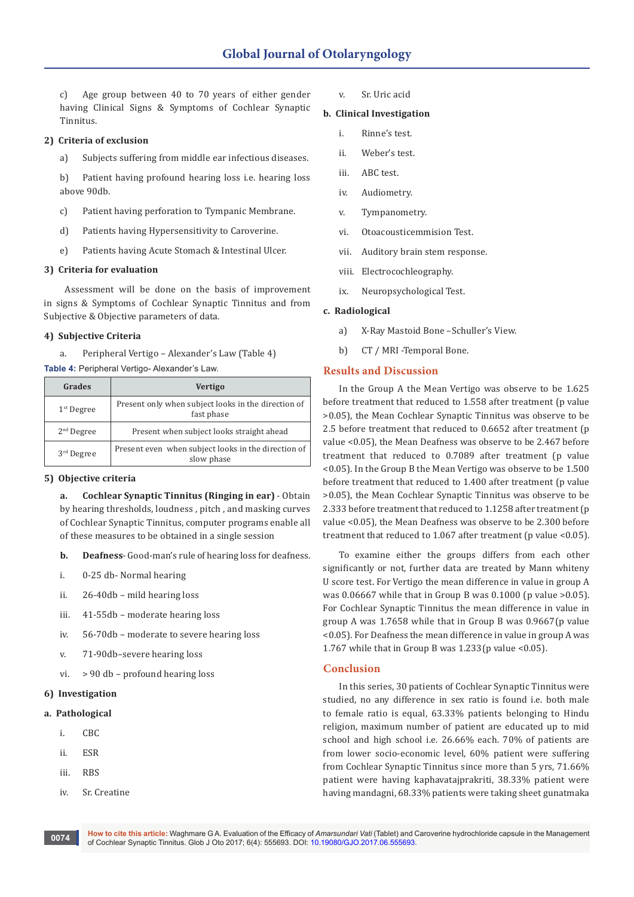c) Age group between 40 to 70 years of either gender having Clinical Signs & Symptoms of Cochlear Synaptic Tinnitus.

**2) Criteria of exclusion**

a) Subjects suffering from middle ear infectious diseases.

b) Patient having profound hearing loss i.e. hearing loss above 90db.

c) Patient having perforation to Tympanic Membrane.

d) Patients having Hypersensitivity to Caroverine.

e) Patients having Acute Stomach & Intestinal Ulcer.

**3) Criteria for evaluation**

Assessment will be done on the basis of improvement in signs & Symptoms of Cochlear Synaptic Tinnitus and from Subjective & Objective parameters of data.

**4) Subjective Criteria**

a. Peripheral Vertigo – Alexander's Law (Table 4)

**Table 4:** Peripheral Vertigo- Alexander's Law.

| Grades | Vertigo |
|---|---|
| 1st Degree | Present only when subject looks in the direction of fast phase |
| 2nd Degree | Present when subject looks straight ahead |
| 3rd Degree | Present even when subject looks in the direction of slow phase |

**5) Objective criteria**

a. **Cochlear Synaptic Tinnitus (Ringing in ear)** - Obtain by hearing thresholds, loudness , pitch , and masking curves of Cochlear Synaptic Tinnitus, computer programs enable all of these measures to be obtained in a single session

b. **Deafness**- Good-man's rule of hearing loss for deafness.

i. 0-25 db- Normal hearing

ii. 26-40db – mild hearing loss

iii. 41-55db – moderate hearing loss

iv. 56-70db – moderate to severe hearing loss

v. 71-90db–severe hearing loss

vi. > 90 db – profound hearing loss

**6) Investigation**

**a. Pathological**

i. CBC

ii. ESR

iii. RBS

iv. Sr. Creatine

v. Sr. Uric acid

**b. Clinical Investigation**

i. Rinne's test.

ii. Weber's test.

iii. ABC test.

iv. Audiometry.

v. Tympanometry.

vi. Otoacousticemmision Test.

vii. Auditory brain stem response.

viii. Electrocochleography.

ix. Neuropsychological Test.

**c. Radiological**

a) X-Ray Mastoid Bone –Schuller's View.

b) CT / MRI -Temporal Bone.

## Results and Discussion

In the Group A the Mean Vertigo was observe to be 1.625 before treatment that reduced to 1.558 after treatment (p value >0.05), the Mean Cochlear Synaptic Tinnitus was observe to be 2.5 before treatment that reduced to 0.6652 after treatment (p value <0.05), the Mean Deafness was observe to be 2.467 before treatment that reduced to 0.7089 after treatment (p value <0.05). In the Group B the Mean Vertigo was observe to be 1.500 before treatment that reduced to 1.400 after treatment (p value >0.05), the Mean Cochlear Synaptic Tinnitus was observe to be 2.333 before treatment that reduced to 1.1258 after treatment (p value <0.05), the Mean Deafness was observe to be 2.300 before treatment that reduced to 1.067 after treatment (p value <0.05).

To examine either the groups differs from each other significantly or not, further data are treated by Mann whiteny U score test. For Vertigo the mean difference in value in group A was 0.06667 while that in Group B was 0.1000 (p value >0.05). For Cochlear Synaptic Tinnitus the mean difference in value in group A was 1.7658 while that in Group B was 0.9667(p value <0.05). For Deafness the mean difference in value in group A was 1.767 while that in Group B was 1.233(p value <0.05).

## Conclusion

In this series, 30 patients of Cochlear Synaptic Tinnitus were studied, no any difference in sex ratio is found i.e. both male to female ratio is equal, 63.33% patients belonging to Hindu religion, maximum number of patient are educated up to mid school and high school i.e. 26.66% each. 70% of patients are from lower socio-economic level, 60% patient were suffering from Cochlear Synaptic Tinnitus since more than 5 yrs, 71.66% patient were having kaphavatajprakriti, 38.33% patient were having mandagni, 68.33% patients were taking sheet gunatmaka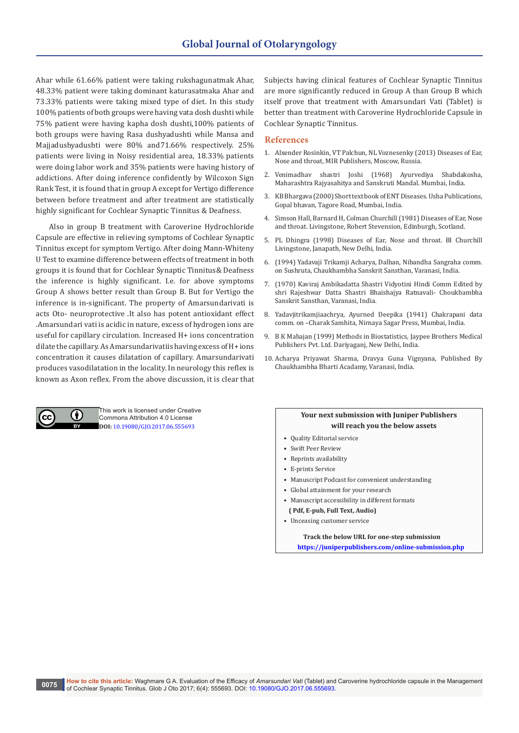Ahar while 61.66% patient were taking rukshagunatmak Ahar, 48.33% patient were taking dominant katurasatmaka Ahar and 73.33% patients were taking mixed type of diet. In this study 100% patients of both groups were having vata dosh dushti while 75% patient were having kapha dosh dushti,100% patients of both groups were having Rasa dushyadushti while Mansa and Majjadushyadushti were 80% and71.66% respectively. 25% patients were living in Noisy residential area, 18.33% patients were doing labor work and 35% patients were having history of addictions. After doing inference confidently by Wilcoxon Sign Rank Test, it is found that in group A except for Vertigo difference between before treatment and after treatment are statistically highly significant for Cochlear Synaptic Tinnitus & Deafness.

Also in group B treatment with Caroverine Hydrochloride Capsule are effective in relieving symptoms of Cochlear Synaptic Tinnitus except for symptom Vertigo. After doing Mann-Whiteny U Test to examine difference between effects of treatment in both groups it is found that for Cochlear Synaptic Tinnitus& Deafness the inference is highly significant. I.e. for above symptoms Group A shows better result than Group B. But for Vertigo the inference is in-significant. The property of Amarsundarivati is acts Oto- neuroprotective .It also has potent antioxidant effect .Amarsundari vati is acidic in nature, excess of hydrogen ions are useful for capillary circulation. Increased H+ ions concentration dilate the capillary. As Amarsundarivatiis having excess of H+ ions concentration it causes dilatation of capillary. Amarsundarivati produces vasodilatation in the locality. In neurology this reflex is known as Axon reflex. From the above discussion, it is clear that Subjects having clinical features of Cochlear Synaptic Tinnitus are more significantly reduced in Group A than Group B which itself prove that treatment with Amarsundari Vati (Tablet) is better than treatment with Caroverine Hydrochloride Capsule in Cochlear Synaptic Tinnitus.

## References

1. Alxender Rosinkin, VT Palchun, NL Voznesenky (2013) Diseases of Ear, Nose and throat, MIR Publishers, Moscow, Russia.
2. Venimadhav shastri Joshi (1968) Ayurvediya Shabdakosha, Maharashtra Rajyasahitya and Sanskruti Mandal. Mumbai, India.
3. KB Bhargava (2000) Short textbook of ENT Diseases. Usha Publications, Gopal bhavan, Tagore Road, Mumbai, India.
4. Simson Hall, Barnard H, Colman Churchill (1981) Diseases of Ear, Nose and throat. Livingstone, Robert Stevenson, Edinburgh, Scotland.
5. PL Dhingra (1998) Diseases of Ear, Nose and throat. BI Churchill Livingstone, Janapath, New Delhi, India.
6. (1994) Yadavaji Trikamji Acharya, Dalhan, Nibandha Sangraha comm. on Sushruta, Chaukhambha Sanskrit Sansthan, Varanasi, India.
7. (1970) Kaviraj Ambikadatta Shastri Vidyotini Hindi Comm Edited by shri Rajeshwar Datta Shastri Bhaishajya Ratnavali- Choukhambha Sanskrit Sansthan, Varanasi, India.
8. Yadavjitrikamjiaachrya, Ayurned Deepika (1941) Chakrapani data comm. on –Charak Samhita, Nirnaya Sagar Press, Mumbai, India.
9. B K Mahajan (1999) Methods in Biostatistics, Jaypee Brothers Medical Publishers Pvt. Ltd. Dariyaganj, New Delhi, India.
10. Acharya Priyawat Sharma, Dravya Guna Vignyana, Published By Chaukhambha Bharti Acadamy, Varanasi, India.

This work is licensed under Creative Commons Attribution 4.0 License
**DOI:** 10.19080/GJO.2017.06.555693

**Your next submission with Juniper Publishers will reach you the below assets**

- Quality Editorial service
- Swift Peer Review
- Reprints availability
- E-prints Service
- Manuscript Podcast for convenient understanding
- Global attainment for your research
- Manuscript accessibility in different formats
  **( Pdf, E-pub, Full Text, Audio)**
- Unceasing customer service

**Track the below URL for one-step submission**
**https://juniperpublishers.com/online-submission.php**

**How to cite this article:** Waghmare G A. Evaluation of the Efficacy of *Amarsundari Vati* (Tablet) and Caroverine hydrochloride capsule in the Management of Cochlear Synaptic Tinnitus. Glob J Oto 2017; 6(4): 555693. DOI: 10.19080/GJO.2017.06.555693.